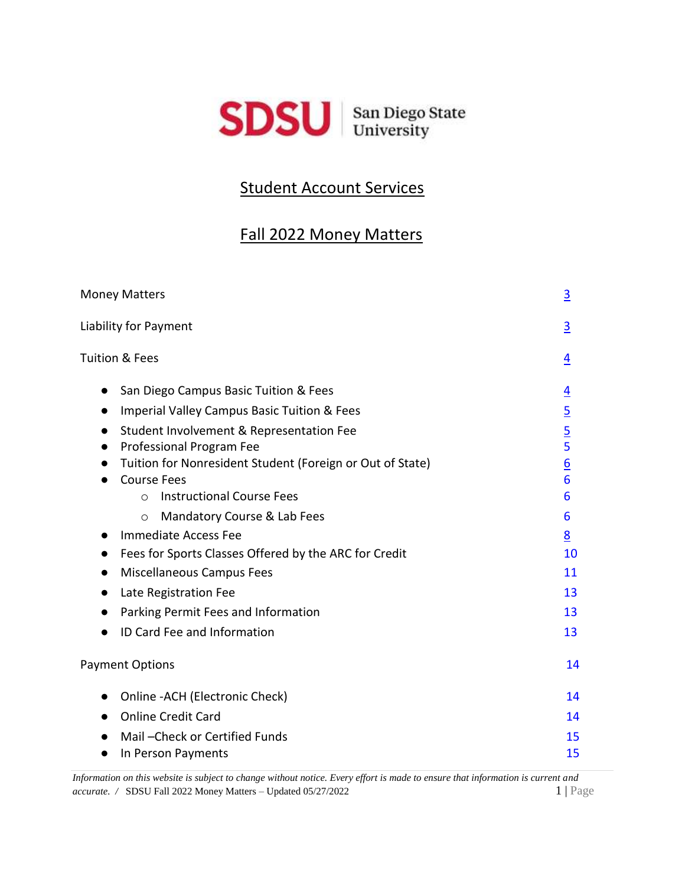San Diego State University

# Student Account Services

# Fall 2022 Money Matters

| | |
|---|---|
| Money Matters | 3 |
| Liability for Payment | 3 |
| Tuition & Fees | 4 |

- San Diego Campus Basic Tuition & Fees — 4
- Imperial Valley Campus Basic Tuition & Fees — 5
- Student Involvement & Representation Fee — 5
- Professional Program Fee — 5
- Tuition for Nonresident Student (Foreign or Out of State) — 6
- Course Fees — 6
  - Instructional Course Fees — 6
  - Mandatory Course & Lab Fees — 6
- Immediate Access Fee — 8
- Fees for Sports Classes Offered by the ARC for Credit — 10
- Miscellaneous Campus Fees — 11
- Late Registration Fee — 13
- Parking Permit Fees and Information — 13
- ID Card Fee and Information — 13

Payment Options — 14

- Online -ACH (Electronic Check) — 14
- Online Credit Card — 14
- Mail –Check or Certified Funds — 15
- In Person Payments — 15

*Information on this website is subject to change without notice. Every effort is made to ensure that information is current and accurate.* / SDSU Fall 2022 Money Matters – Updated 05/27/2022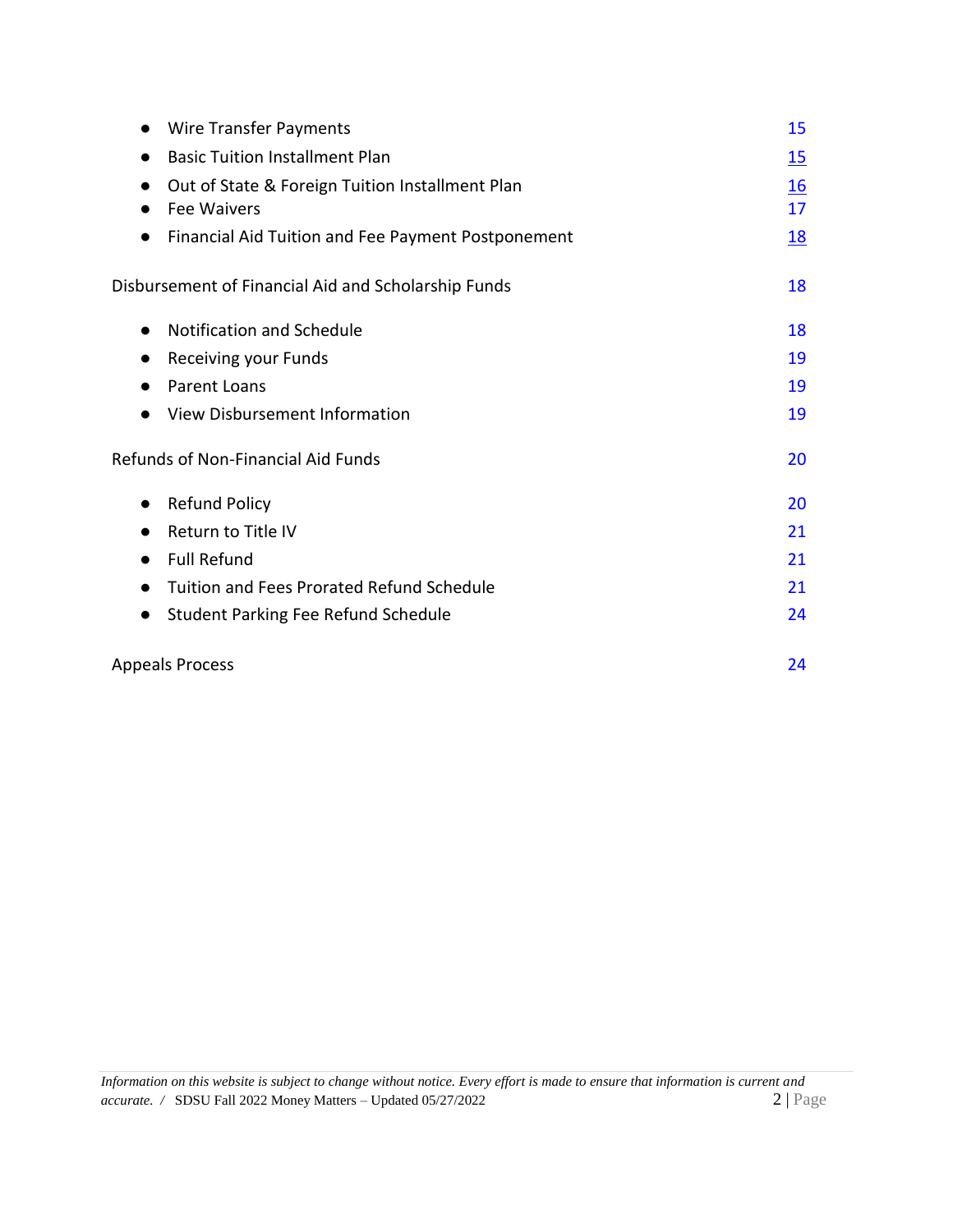- Wire Transfer Payments 15
- Basic Tuition Installment Plan 15
- Out of State & Foreign Tuition Installment Plan 16
- Fee Waivers 17
- Financial Aid Tuition and Fee Payment Postponement 18

Disbursement of Financial Aid and Scholarship Funds 18

- Notification and Schedule 18
- Receiving your Funds 19
- Parent Loans 19
- View Disbursement Information 19

Refunds of Non-Financial Aid Funds 20

- Refund Policy 20
- Return to Title IV 21
- Full Refund 21
- Tuition and Fees Prorated Refund Schedule 21
- Student Parking Fee Refund Schedule 24

Appeals Process 24

*Information on this website is subject to change without notice. Every effort is made to ensure that information is current and accurate.* / SDSU Fall 2022 Money Matters – Updated 05/27/2022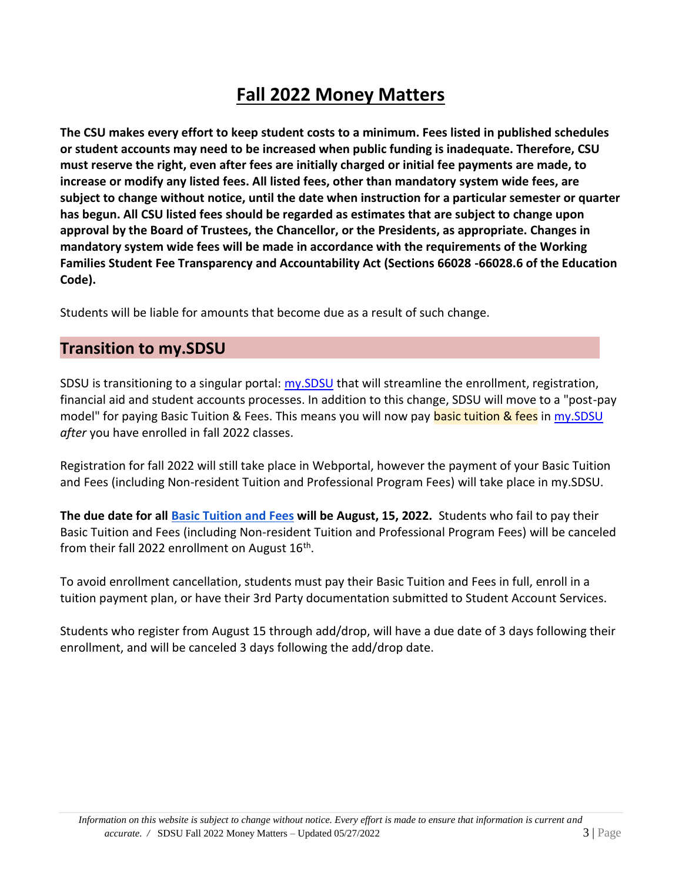# Fall 2022 Money Matters

**The CSU makes every effort to keep student costs to a minimum. Fees listed in published schedules or student accounts may need to be increased when public funding is inadequate. Therefore, CSU must reserve the right, even after fees are initially charged or initial fee payments are made, to increase or modify any listed fees. All listed fees, other than mandatory system wide fees, are subject to change without notice, until the date when instruction for a particular semester or quarter has begun. All CSU listed fees should be regarded as estimates that are subject to change upon approval by the Board of Trustees, the Chancellor, or the Presidents, as appropriate. Changes in mandatory system wide fees will be made in accordance with the requirements of the Working Families Student Fee Transparency and Accountability Act (Sections 66028 -66028.6 of the Education Code).**

Students will be liable for amounts that become due as a result of such change.

## Transition to my.SDSU

SDSU is transitioning to a singular portal: my.SDSU that will streamline the enrollment, registration, financial aid and student accounts processes. In addition to this change, SDSU will move to a "post-pay model" for paying Basic Tuition & Fees. This means you will now pay basic tuition & fees in my.SDSU *after* you have enrolled in fall 2022 classes.

Registration for fall 2022 will still take place in Webportal, however the payment of your Basic Tuition and Fees (including Non-resident Tuition and Professional Program Fees) will take place in my.SDSU.

**The due date for all Basic Tuition and Fees will be August, 15, 2022.** Students who fail to pay their Basic Tuition and Fees (including Non-resident Tuition and Professional Program Fees) will be canceled from their fall 2022 enrollment on August 16th.

To avoid enrollment cancellation, students must pay their Basic Tuition and Fees in full, enroll in a tuition payment plan, or have their 3rd Party documentation submitted to Student Account Services.

Students who register from August 15 through add/drop, will have a due date of 3 days following their enrollment, and will be canceled 3 days following the add/drop date.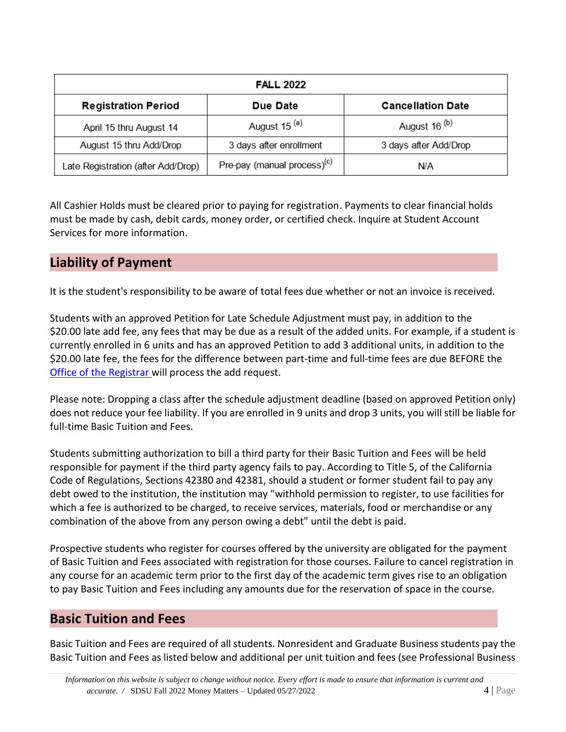| FALL 2022 | | |
|---|---|---|
| **Registration Period** | **Due Date** | **Cancellation Date** |
| April 15 thru August 14 | August 15 [(a)] | August 16 [(b)] |
| August 15 thru Add/Drop | 3 days after enrollment | 3 days after Add/Drop |
| Late Registration (after Add/Drop) | Pre-pay (manual process)[(c)] | N/A |

All Cashier Holds must be cleared prior to paying for registration. Payments to clear financial holds must be made by cash, debit cards, money order, or certified check. Inquire at Student Account Services for more information.

## Liability of Payment

It is the student's responsibility to be aware of total fees due whether or not an invoice is received.

Students with an approved Petition for Late Schedule Adjustment must pay, in addition to the $20.00 late add fee, any fees that may be due as a result of the added units. For example, if a student is currently enrolled in 6 units and has an approved Petition to add 3 additional units, in addition to the $20.00 late fee, the fees for the difference between part-time and full-time fees are due BEFORE the Office of the Registrar will process the add request.

Please note: Dropping a class after the schedule adjustment deadline (based on approved Petition only) does not reduce your fee liability. If you are enrolled in 9 units and drop 3 units, you will still be liable for full-time Basic Tuition and Fees.

Students submitting authorization to bill a third party for their Basic Tuition and Fees will be held responsible for payment if the third party agency fails to pay. According to Title 5, of the California Code of Regulations, Sections 42380 and 42381, should a student or former student fail to pay any debt owed to the institution, the institution may "withhold permission to register, to use facilities for which a fee is authorized to be charged, to receive services, materials, food or merchandise or any combination of the above from any person owing a debt" until the debt is paid.

Prospective students who register for courses offered by the university are obligated for the payment of Basic Tuition and Fees associated with registration for those courses. Failure to cancel registration in any course for an academic term prior to the first day of the academic term gives rise to an obligation to pay Basic Tuition and Fees including any amounts due for the reservation of space in the course.

## Basic Tuition and Fees

Basic Tuition and Fees are required of all students. Nonresident and Graduate Business students pay the Basic Tuition and Fees as listed below and additional per unit tuition and fees (see Professional Business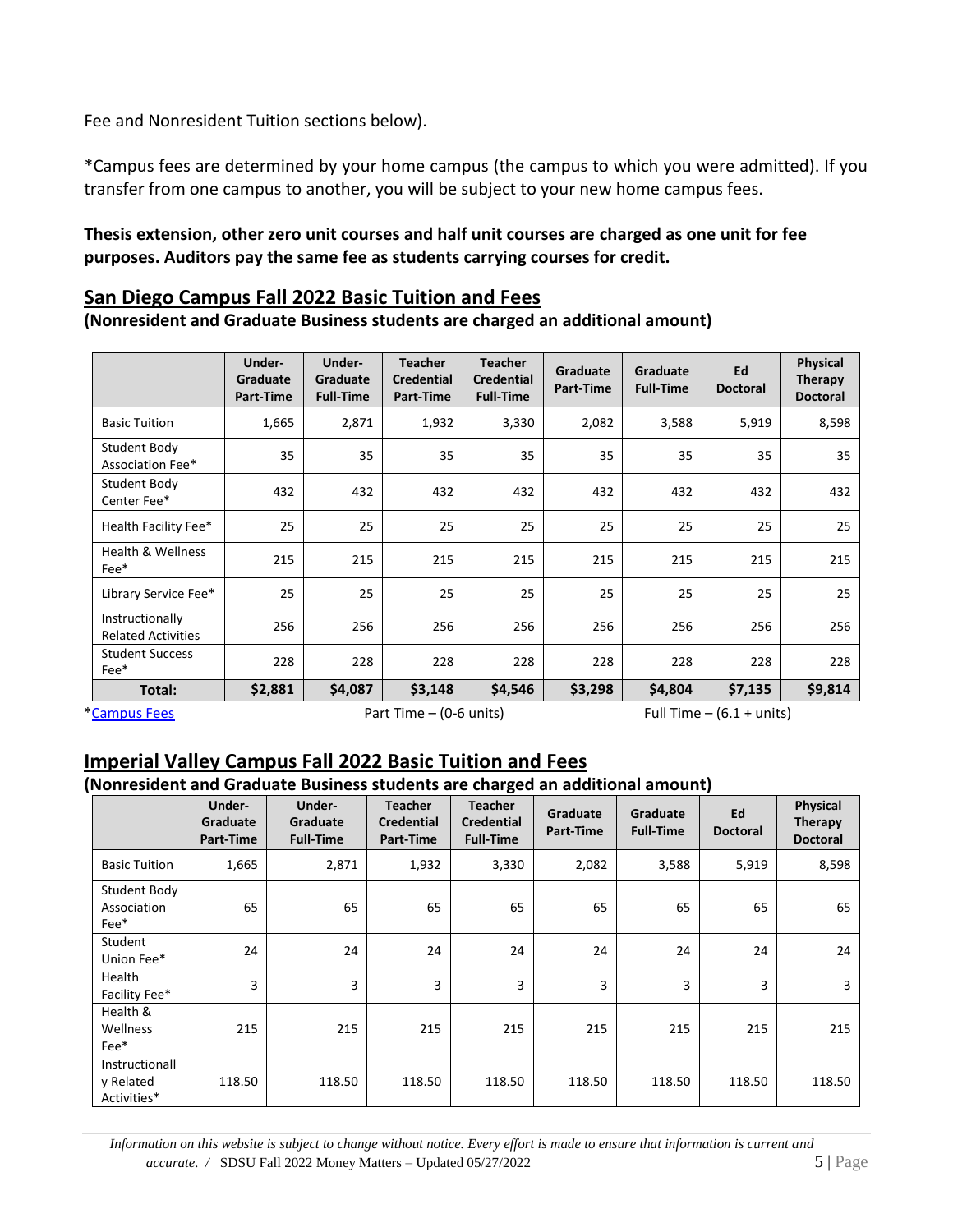Fee and Nonresident Tuition sections below).

*Campus fees are determined by your home campus (the campus to which you were admitted). If you transfer from one campus to another, you will be subject to your new home campus fees.

**Thesis extension, other zero unit courses and half unit courses are charged as one unit for fee purposes. Auditors pay the same fee as students carrying courses for credit.**

## San Diego Campus Fall 2022 Basic Tuition and Fees

**(Nonresident and Graduate Business students are charged an additional amount)**

| | Under-Graduate Part-Time | Under-Graduate Full-Time | Teacher Credential Part-Time | Teacher Credential Full-Time | Graduate Part-Time | Graduate Full-Time | Ed Doctoral | Physical Therapy Doctoral |
|---|---|---|---|---|---|---|---|---|
| Basic Tuition | 1,665 | 2,871 | 1,932 | 3,330 | 2,082 | 3,588 | 5,919 | 8,598 |
| Student Body Association Fee* | 35 | 35 | 35 | 35 | 35 | 35 | 35 | 35 |
| Student Body Center Fee* | 432 | 432 | 432 | 432 | 432 | 432 | 432 | 432 |
| Health Facility Fee* | 25 | 25 | 25 | 25 | 25 | 25 | 25 | 25 |
| Health & Wellness Fee* | 215 | 215 | 215 | 215 | 215 | 215 | 215 | 215 |
| Library Service Fee* | 25 | 25 | 25 | 25 | 25 | 25 | 25 | 25 |
| Instructionally Related Activities | 256 | 256 | 256 | 256 | 256 | 256 | 256 | 256 |
| Student Success Fee* | 228 | 228 | 228 | 228 | 228 | 228 | 228 | 228 |
| **Total:** | **$2,881** | **$4,087** | **$3,148** | **$4,546** | **$3,298** | **$4,804** | **$7,135** | **$9,814** |

*Campus Fees    Part Time – (0-6 units)    Full Time – (6.1 + units)

## Imperial Valley Campus Fall 2022 Basic Tuition and Fees

**(Nonresident and Graduate Business students are charged an additional amount)**

| | Under-Graduate Part-Time | Under-Graduate Full-Time | Teacher Credential Part-Time | Teacher Credential Full-Time | Graduate Part-Time | Graduate Full-Time | Ed Doctoral | Physical Therapy Doctoral |
|---|---|---|---|---|---|---|---|---|
| Basic Tuition | 1,665 | 2,871 | 1,932 | 3,330 | 2,082 | 3,588 | 5,919 | 8,598 |
| Student Body Association Fee* | 65 | 65 | 65 | 65 | 65 | 65 | 65 | 65 |
| Student Union Fee* | 24 | 24 | 24 | 24 | 24 | 24 | 24 | 24 |
| Health Facility Fee* | 3 | 3 | 3 | 3 | 3 | 3 | 3 | 3 |
| Health & Wellness Fee* | 215 | 215 | 215 | 215 | 215 | 215 | 215 | 215 |
| Instructionally Related Activities* | 118.50 | 118.50 | 118.50 | 118.50 | 118.50 | 118.50 | 118.50 | 118.50 |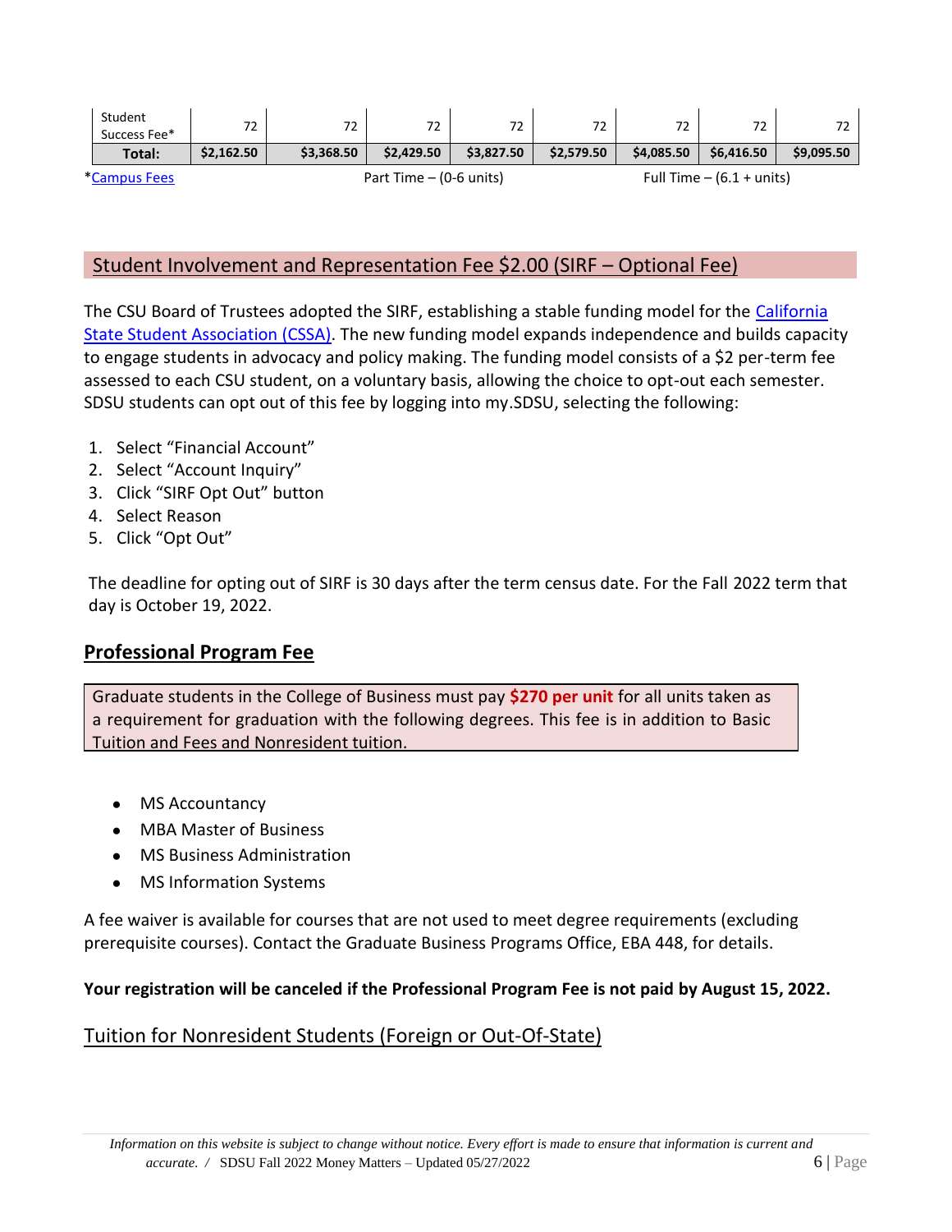| Student Success Fee* | 72 | 72 | 72 | 72 | 72 | 72 | 72 | 72 |
|---|---|---|---|---|---|---|---|---|
| **Total:** | **$2,162.50** | **$3,368.50** | **$2,429.50** | **$3,827.50** | **$2,579.50** | **$4,085.50** | **$6,416.50** | **$9,095.50** |

*Campus Fees    Part Time – (0-6 units)    Full Time – (6.1 + units)

## Student Involvement and Representation Fee $2.00 (SIRF – Optional Fee)

The CSU Board of Trustees adopted the SIRF, establishing a stable funding model for the California State Student Association (CSSA). The new funding model expands independence and builds capacity to engage students in advocacy and policy making. The funding model consists of a $2 per-term fee assessed to each CSU student, on a voluntary basis, allowing the choice to opt-out each semester. SDSU students can opt out of this fee by logging into my.SDSU, selecting the following:

1. Select "Financial Account"
2. Select "Account Inquiry"
3. Click "SIRF Opt Out" button
4. Select Reason
5. Click "Opt Out"

The deadline for opting out of SIRF is 30 days after the term census date. For the Fall 2022 term that day is October 19, 2022.

## Professional Program Fee

Graduate students in the College of Business must pay **$270 per unit** for all units taken as a requirement for graduation with the following degrees. This fee is in addition to Basic Tuition and Fees and Nonresident tuition.

- MS Accountancy
- MBA Master of Business
- MS Business Administration
- MS Information Systems

A fee waiver is available for courses that are not used to meet degree requirements (excluding prerequisite courses). Contact the Graduate Business Programs Office, EBA 448, for details.

**Your registration will be canceled if the Professional Program Fee is not paid by August 15, 2022.**

## Tuition for Nonresident Students (Foreign or Out-Of-State)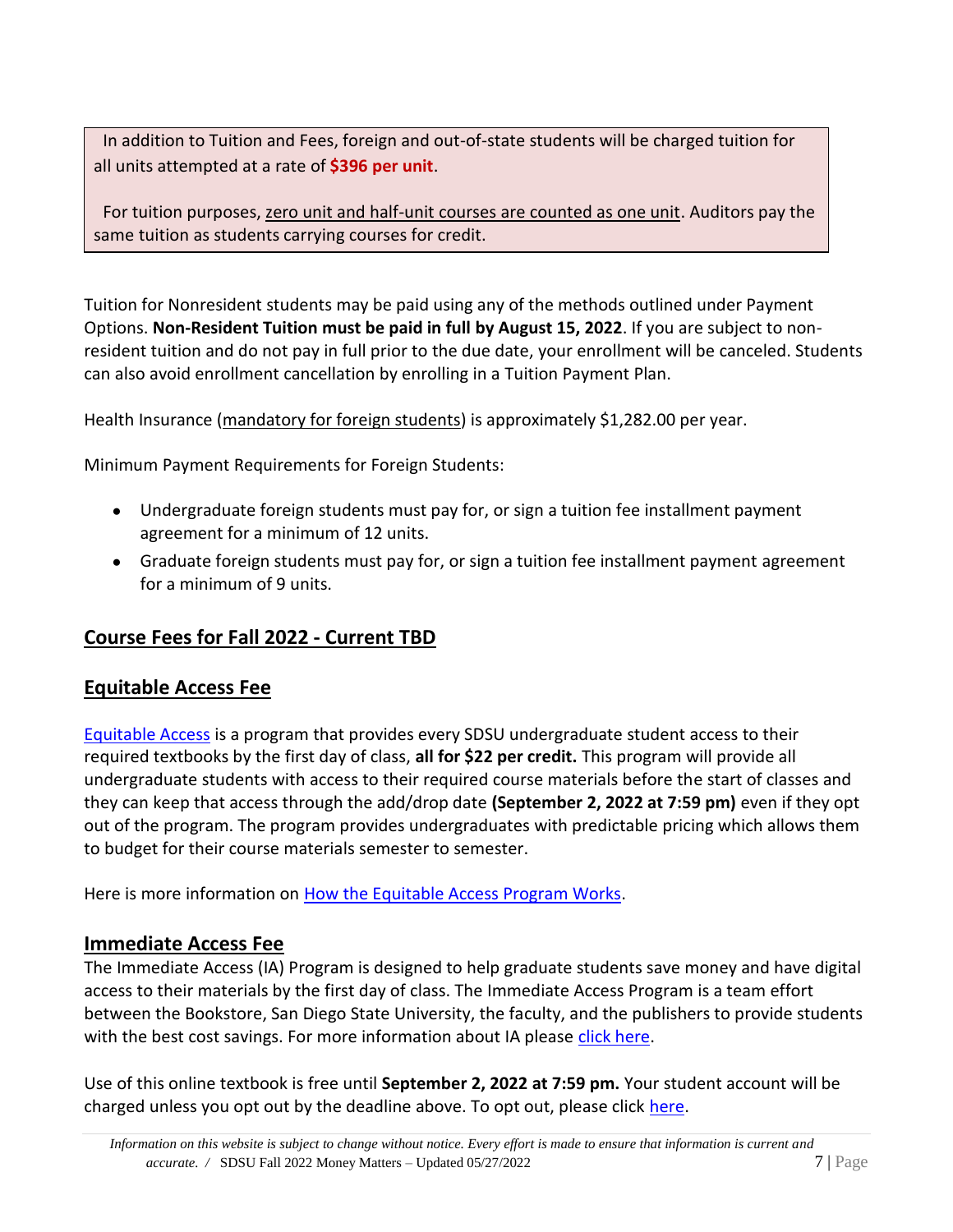In addition to Tuition and Fees, foreign and out-of-state students will be charged tuition for all units attempted at a rate of **$396 per unit**.

For tuition purposes, zero unit and half-unit courses are counted as one unit. Auditors pay the same tuition as students carrying courses for credit.

Tuition for Nonresident students may be paid using any of the methods outlined under Payment Options. **Non-Resident Tuition must be paid in full by August 15, 2022**. If you are subject to non-resident tuition and do not pay in full prior to the due date, your enrollment will be canceled. Students can also avoid enrollment cancellation by enrolling in a Tuition Payment Plan.

Health Insurance (mandatory for foreign students) is approximately $1,282.00 per year.

Minimum Payment Requirements for Foreign Students:

- Undergraduate foreign students must pay for, or sign a tuition fee installment payment agreement for a minimum of 12 units.
- Graduate foreign students must pay for, or sign a tuition fee installment payment agreement for a minimum of 9 units.

## Course Fees for Fall 2022 - Current TBD

## Equitable Access Fee

Equitable Access is a program that provides every SDSU undergraduate student access to their required textbooks by the first day of class, **all for $22 per credit.** This program will provide all undergraduate students with access to their required course materials before the start of classes and they can keep that access through the add/drop date **(September 2, 2022 at 7:59 pm)** even if they opt out of the program. The program provides undergraduates with predictable pricing which allows them to budget for their course materials semester to semester.

Here is more information on How the Equitable Access Program Works.

## Immediate Access Fee

The Immediate Access (IA) Program is designed to help graduate students save money and have digital access to their materials by the first day of class. The Immediate Access Program is a team effort between the Bookstore, San Diego State University, the faculty, and the publishers to provide students with the best cost savings. For more information about IA please click here.

Use of this online textbook is free until **September 2, 2022 at 7:59 pm.** Your student account will be charged unless you opt out by the deadline above. To opt out, please click here.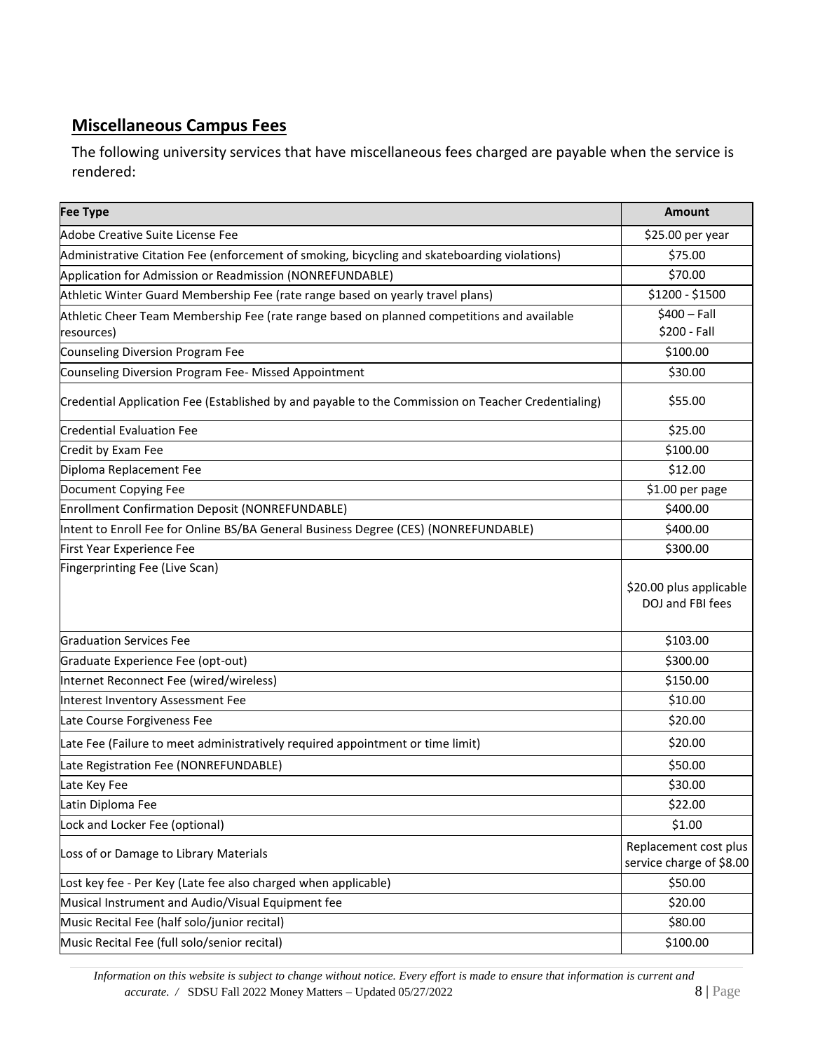## Miscellaneous Campus Fees

The following university services that have miscellaneous fees charged are payable when the service is rendered:

| Fee Type | Amount |
|---|---|
| Adobe Creative Suite License Fee | $25.00 per year |
| Administrative Citation Fee (enforcement of smoking, bicycling and skateboarding violations) | $75.00 |
| Application for Admission or Readmission (NONREFUNDABLE) | $70.00 |
| Athletic Winter Guard Membership Fee (rate range based on yearly travel plans) | $1200 - $1500 |
| Athletic Cheer Team Membership Fee (rate range based on planned competitions and available resources) | $400 – Fall<br>$200 - Fall |
| Counseling Diversion Program Fee | $100.00 |
| Counseling Diversion Program Fee- Missed Appointment | $30.00 |
| Credential Application Fee (Established by and payable to the Commission on Teacher Credentialing) | $55.00 |
| Credential Evaluation Fee | $25.00 |
| Credit by Exam Fee | $100.00 |
| Diploma Replacement Fee | $12.00 |
| Document Copying Fee | $1.00 per page |
| Enrollment Confirmation Deposit (NONREFUNDABLE) | $400.00 |
| Intent to Enroll Fee for Online BS/BA General Business Degree (CES) (NONREFUNDABLE) | $400.00 |
| First Year Experience Fee | $300.00 |
| Fingerprinting Fee (Live Scan) | $20.00 plus applicable DOJ and FBI fees |
| Graduation Services Fee | $103.00 |
| Graduate Experience Fee (opt-out) | $300.00 |
| Internet Reconnect Fee (wired/wireless) | $150.00 |
| Interest Inventory Assessment Fee | $10.00 |
| Late Course Forgiveness Fee | $20.00 |
| Late Fee (Failure to meet administratively required appointment or time limit) | $20.00 |
| Late Registration Fee (NONREFUNDABLE) | $50.00 |
| Late Key Fee | $30.00 |
| Latin Diploma Fee | $22.00 |
| Lock and Locker Fee (optional) | $1.00 |
| Loss of or Damage to Library Materials | Replacement cost plus service charge of $8.00 |
| Lost key fee - Per Key (Late fee also charged when applicable) | $50.00 |
| Musical Instrument and Audio/Visual Equipment fee | $20.00 |
| Music Recital Fee (half solo/junior recital) | $80.00 |
| Music Recital Fee (full solo/senior recital) | $100.00 |

*Information on this website is subject to change without notice. Every effort is made to ensure that information is current and accurate.* / SDSU Fall 2022 Money Matters – Updated 05/27/2022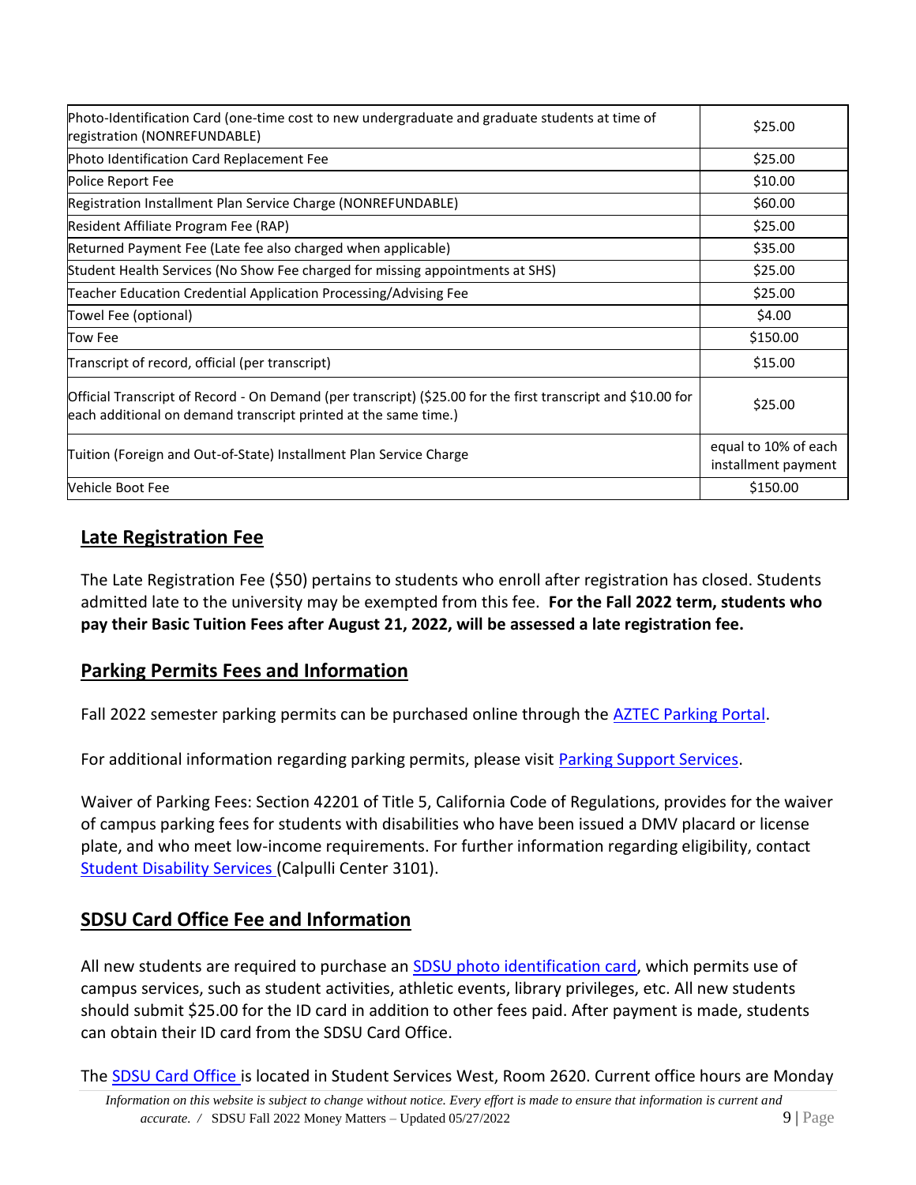| Fee | Amount |
|---|---|
| Photo-Identification Card (one-time cost to new undergraduate and graduate students at time of registration (NONREFUNDABLE) | $25.00 |
| Photo Identification Card Replacement Fee | $25.00 |
| Police Report Fee | $10.00 |
| Registration Installment Plan Service Charge (NONREFUNDABLE) | $60.00 |
| Resident Affiliate Program Fee (RAP) | $25.00 |
| Returned Payment Fee (Late fee also charged when applicable) | $35.00 |
| Student Health Services (No Show Fee charged for missing appointments at SHS) | $25.00 |
| Teacher Education Credential Application Processing/Advising Fee | $25.00 |
| Towel Fee (optional) | $4.00 |
| Tow Fee | $150.00 |
| Transcript of record, official (per transcript) | $15.00 |
| Official Transcript of Record - On Demand (per transcript) ($25.00 for the first transcript and $10.00 for each additional on demand transcript printed at the same time.) | $25.00 |
| Tuition (Foreign and Out-of-State) Installment Plan Service Charge | equal to 10% of each installment payment |
| Vehicle Boot Fee | $150.00 |

## Late Registration Fee

The Late Registration Fee ($50) pertains to students who enroll after registration has closed. Students admitted late to the university may be exempted from this fee. **For the Fall 2022 term, students who pay their Basic Tuition Fees after August 21, 2022, will be assessed a late registration fee.**

## Parking Permits Fees and Information

Fall 2022 semester parking permits can be purchased online through the AZTEC Parking Portal.

For additional information regarding parking permits, please visit Parking Support Services.

Waiver of Parking Fees: Section 42201 of Title 5, California Code of Regulations, provides for the waiver of campus parking fees for students with disabilities who have been issued a DMV placard or license plate, and who meet low-income requirements. For further information regarding eligibility, contact Student Disability Services (Calpulli Center 3101).

## SDSU Card Office Fee and Information

All new students are required to purchase an SDSU photo identification card, which permits use of campus services, such as student activities, athletic events, library privileges, etc. All new students should submit $25.00 for the ID card in addition to other fees paid. After payment is made, students can obtain their ID card from the SDSU Card Office.

The SDSU Card Office is located in Student Services West, Room 2620. Current office hours are Monday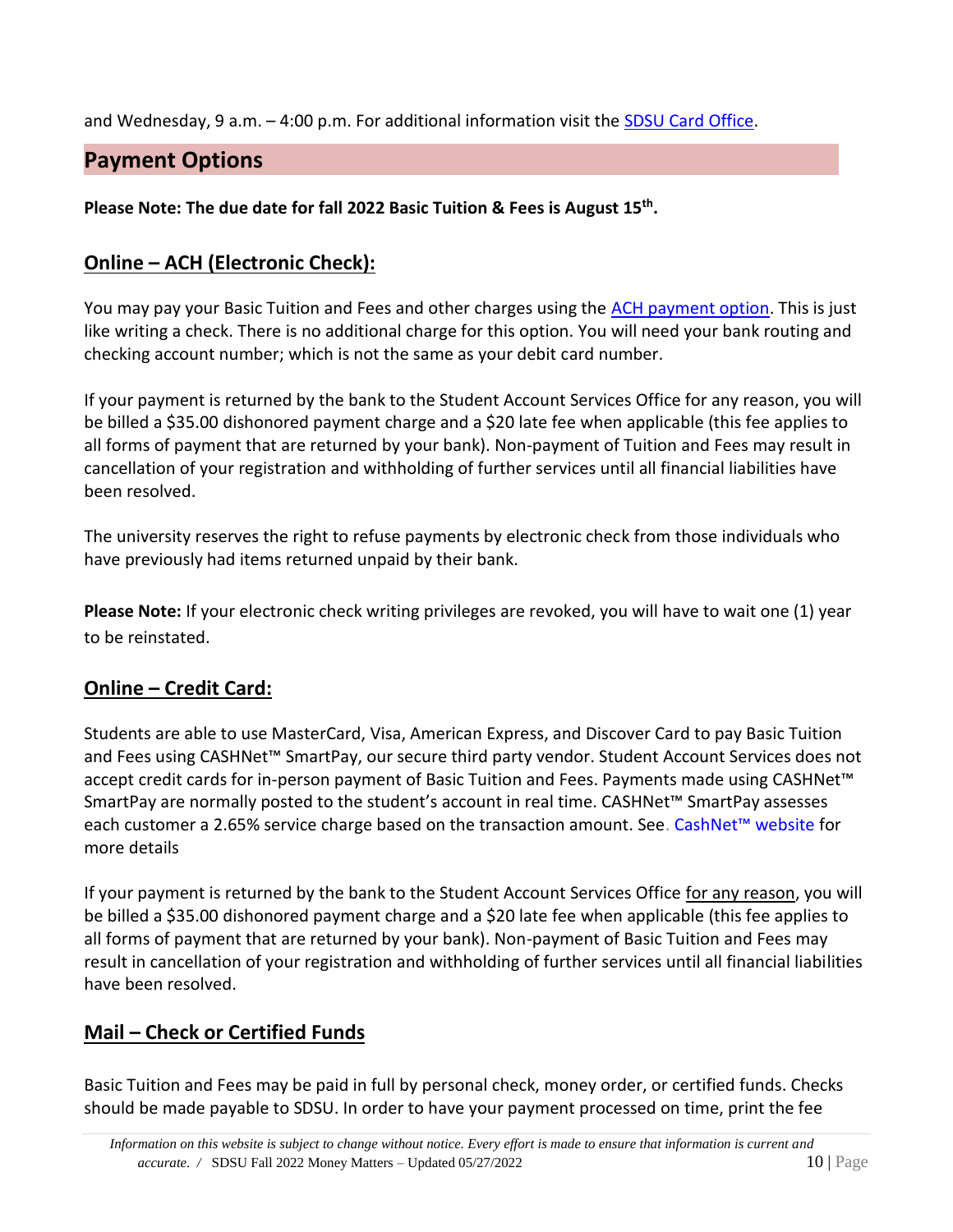and Wednesday, 9 a.m. – 4:00 p.m. For additional information visit the SDSU Card Office.

## Payment Options

**Please Note: The due date for fall 2022 Basic Tuition & Fees is August 15th.**

### Online – ACH (Electronic Check):

You may pay your Basic Tuition and Fees and other charges using the ACH payment option. This is just like writing a check. There is no additional charge for this option. You will need your bank routing and checking account number; which is not the same as your debit card number.

If your payment is returned by the bank to the Student Account Services Office for any reason, you will be billed a $35.00 dishonored payment charge and a $20 late fee when applicable (this fee applies to all forms of payment that are returned by your bank). Non-payment of Tuition and Fees may result in cancellation of your registration and withholding of further services until all financial liabilities have been resolved.

The university reserves the right to refuse payments by electronic check from those individuals who have previously had items returned unpaid by their bank.

**Please Note:** If your electronic check writing privileges are revoked, you will have to wait one (1) year to be reinstated.

### Online – Credit Card:

Students are able to use MasterCard, Visa, American Express, and Discover Card to pay Basic Tuition and Fees using CASHNet™ SmartPay, our secure third party vendor. Student Account Services does not accept credit cards for in-person payment of Basic Tuition and Fees. Payments made using CASHNet™ SmartPay are normally posted to the student's account in real time. CASHNet™ SmartPay assesses each customer a 2.65% service charge based on the transaction amount. See. CashNet™ website for more details

If your payment is returned by the bank to the Student Account Services Office for any reason, you will be billed a $35.00 dishonored payment charge and a $20 late fee when applicable (this fee applies to all forms of payment that are returned by your bank). Non-payment of Basic Tuition and Fees may result in cancellation of your registration and withholding of further services until all financial liabilities have been resolved.

### Mail – Check or Certified Funds

Basic Tuition and Fees may be paid in full by personal check, money order, or certified funds. Checks should be made payable to SDSU. In order to have your payment processed on time, print the fee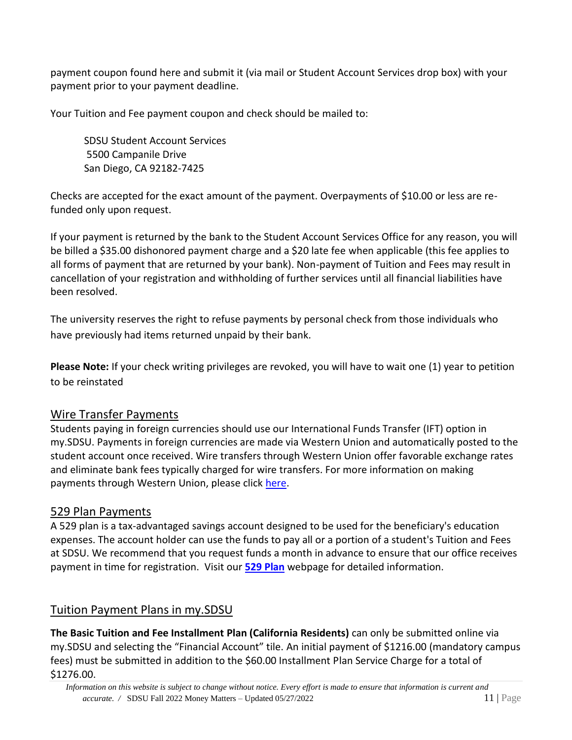payment coupon found here and submit it (via mail or Student Account Services drop box) with your payment prior to your payment deadline.

Your Tuition and Fee payment coupon and check should be mailed to:

> SDSU Student Account Services
> 5500 Campanile Drive
> San Diego, CA 92182-7425

Checks are accepted for the exact amount of the payment. Overpayments of $10.00 or less are refunded only upon request.

If your payment is returned by the bank to the Student Account Services Office for any reason, you will be billed a $35.00 dishonored payment charge and a $20 late fee when applicable (this fee applies to all forms of payment that are returned by your bank). Non-payment of Tuition and Fees may result in cancellation of your registration and withholding of further services until all financial liabilities have been resolved.

The university reserves the right to refuse payments by personal check from those individuals who have previously had items returned unpaid by their bank.

**Please Note:** If your check writing privileges are revoked, you will have to wait one (1) year to petition to be reinstated

## Wire Transfer Payments

Students paying in foreign currencies should use our International Funds Transfer (IFT) option in my.SDSU. Payments in foreign currencies are made via Western Union and automatically posted to the student account once received. Wire transfers through Western Union offer favorable exchange rates and eliminate bank fees typically charged for wire transfers. For more information on making payments through Western Union, please click here.

## 529 Plan Payments

A 529 plan is a tax-advantaged savings account designed to be used for the beneficiary's education expenses. The account holder can use the funds to pay all or a portion of a student's Tuition and Fees at SDSU. We recommend that you request funds a month in advance to ensure that our office receives payment in time for registration. Visit our **529 Plan** webpage for detailed information.

## Tuition Payment Plans in my.SDSU

**The Basic Tuition and Fee Installment Plan (California Residents)** can only be submitted online via my.SDSU and selecting the "Financial Account" tile. An initial payment of $1216.00 (mandatory campus fees) must be submitted in addition to the $60.00 Installment Plan Service Charge for a total of $1276.00.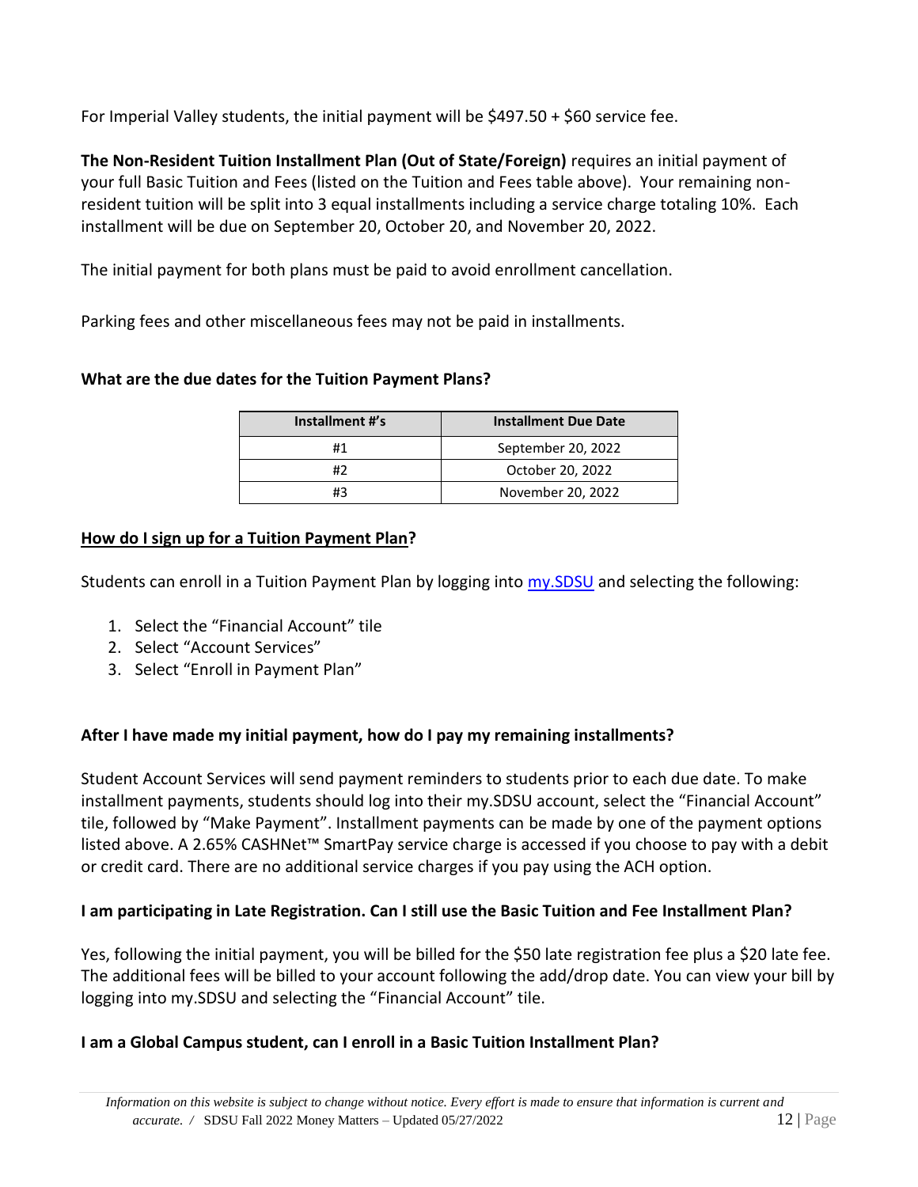For Imperial Valley students, the initial payment will be $497.50 + $60 service fee.

**The Non-Resident Tuition Installment Plan (Out of State/Foreign)** requires an initial payment of your full Basic Tuition and Fees (listed on the Tuition and Fees table above). Your remaining non-resident tuition will be split into 3 equal installments including a service charge totaling 10%. Each installment will be due on September 20, October 20, and November 20, 2022.

The initial payment for both plans must be paid to avoid enrollment cancellation.

Parking fees and other miscellaneous fees may not be paid in installments.

**What are the due dates for the Tuition Payment Plans?**

| Installment #'s | Installment Due Date |
| --- | --- |
| #1 | September 20, 2022 |
| #2 | October 20, 2022 |
| #3 | November 20, 2022 |

**How do I sign up for a Tuition Payment Plan?**

Students can enroll in a Tuition Payment Plan by logging into [my.SDSU](my.SDSU) and selecting the following:

1. Select the "Financial Account" tile
2. Select "Account Services"
3. Select "Enroll in Payment Plan"

**After I have made my initial payment, how do I pay my remaining installments?**

Student Account Services will send payment reminders to students prior to each due date. To make installment payments, students should log into their my.SDSU account, select the "Financial Account" tile, followed by "Make Payment". Installment payments can be made by one of the payment options listed above. A 2.65% CASHNet™ SmartPay service charge is accessed if you choose to pay with a debit or credit card. There are no additional service charges if you pay using the ACH option.

**I am participating in Late Registration. Can I still use the Basic Tuition and Fee Installment Plan?**

Yes, following the initial payment, you will be billed for the $50 late registration fee plus a $20 late fee. The additional fees will be billed to your account following the add/drop date. You can view your bill by logging into my.SDSU and selecting the "Financial Account" tile.

**I am a Global Campus student, can I enroll in a Basic Tuition Installment Plan?**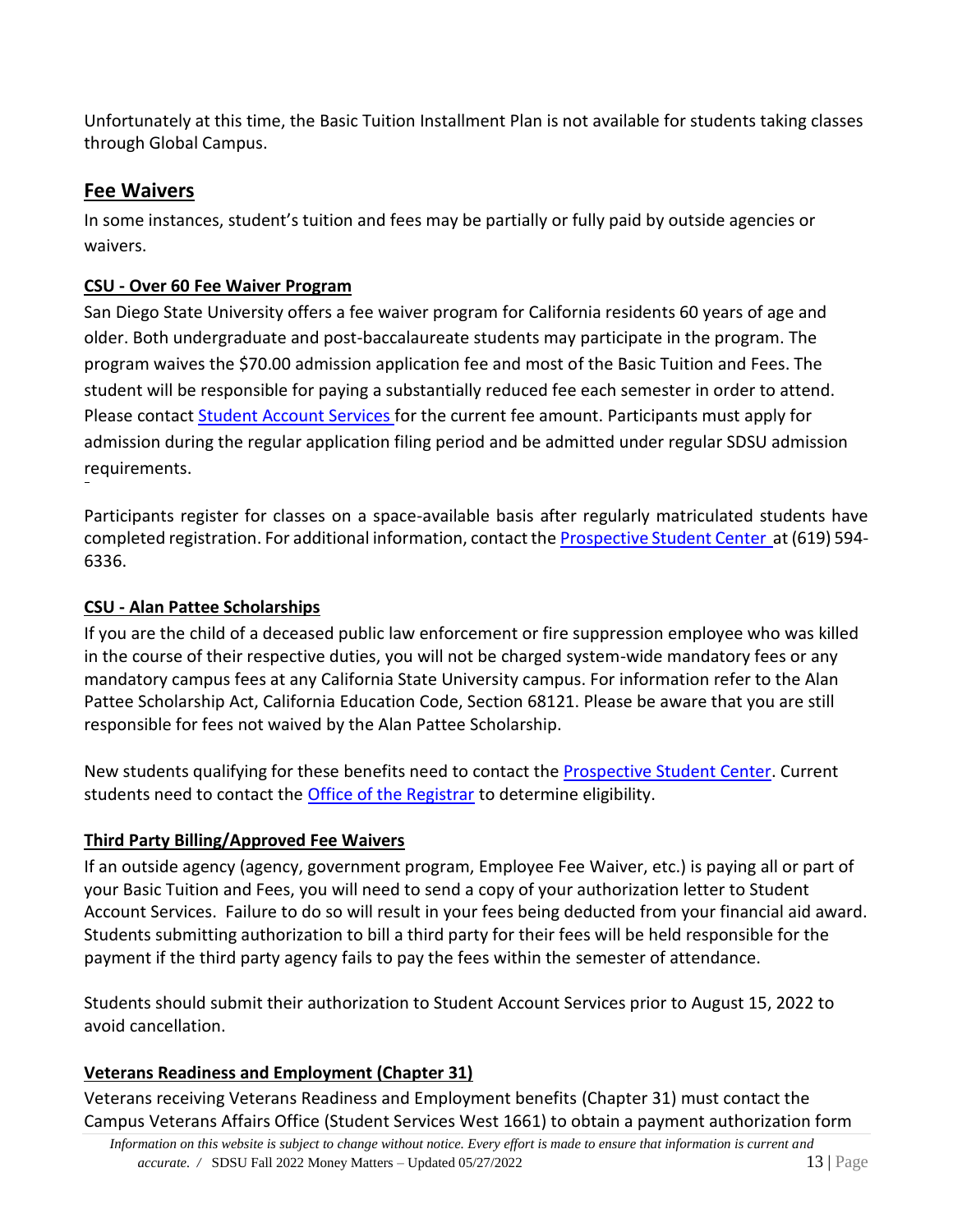Unfortunately at this time, the Basic Tuition Installment Plan is not available for students taking classes through Global Campus.

## Fee Waivers

In some instances, student's tuition and fees may be partially or fully paid by outside agencies or waivers.

### CSU - Over 60 Fee Waiver Program

San Diego State University offers a fee waiver program for California residents 60 years of age and older. Both undergraduate and post-baccalaureate students may participate in the program. The program waives the $70.00 admission application fee and most of the Basic Tuition and Fees. The student will be responsible for paying a substantially reduced fee each semester in order to attend. Please contact Student Account Services for the current fee amount. Participants must apply for admission during the regular application filing period and be admitted under regular SDSU admission requirements.

Participants register for classes on a space-available basis after regularly matriculated students have completed registration. For additional information, contact the Prospective Student Center at (619) 594-6336.

### CSU - Alan Pattee Scholarships

If you are the child of a deceased public law enforcement or fire suppression employee who was killed in the course of their respective duties, you will not be charged system-wide mandatory fees or any mandatory campus fees at any California State University campus. For information refer to the Alan Pattee Scholarship Act, California Education Code, Section 68121. Please be aware that you are still responsible for fees not waived by the Alan Pattee Scholarship.

New students qualifying for these benefits need to contact the Prospective Student Center. Current students need to contact the Office of the Registrar to determine eligibility.

### Third Party Billing/Approved Fee Waivers

If an outside agency (agency, government program, Employee Fee Waiver, etc.) is paying all or part of your Basic Tuition and Fees, you will need to send a copy of your authorization letter to Student Account Services. Failure to do so will result in your fees being deducted from your financial aid award. Students submitting authorization to bill a third party for their fees will be held responsible for the payment if the third party agency fails to pay the fees within the semester of attendance.

Students should submit their authorization to Student Account Services prior to August 15, 2022 to avoid cancellation.

### Veterans Readiness and Employment (Chapter 31)

Veterans receiving Veterans Readiness and Employment benefits (Chapter 31) must contact the Campus Veterans Affairs Office (Student Services West 1661) to obtain a payment authorization form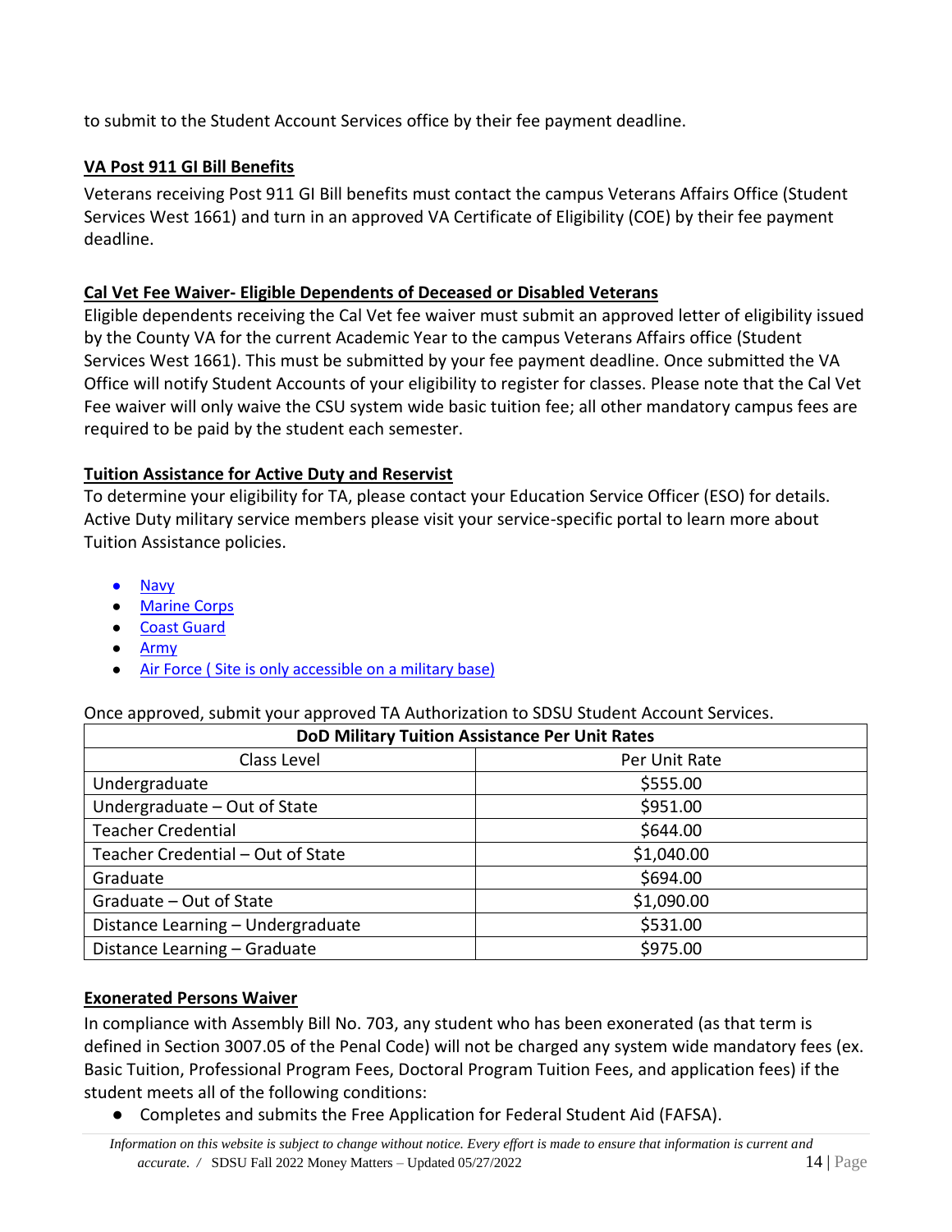to submit to the Student Account Services office by their fee payment deadline.

## VA Post 911 GI Bill Benefits

Veterans receiving Post 911 GI Bill benefits must contact the campus Veterans Affairs Office (Student Services West 1661) and turn in an approved VA Certificate of Eligibility (COE) by their fee payment deadline.

## Cal Vet Fee Waiver- Eligible Dependents of Deceased or Disabled Veterans

Eligible dependents receiving the Cal Vet fee waiver must submit an approved letter of eligibility issued by the County VA for the current Academic Year to the campus Veterans Affairs office (Student Services West 1661). This must be submitted by your fee payment deadline. Once submitted the VA Office will notify Student Accounts of your eligibility to register for classes. Please note that the Cal Vet Fee waiver will only waive the CSU system wide basic tuition fee; all other mandatory campus fees are required to be paid by the student each semester.

## Tuition Assistance for Active Duty and Reservist

To determine your eligibility for TA, please contact your Education Service Officer (ESO) for details. Active Duty military service members please visit your service-specific portal to learn more about Tuition Assistance policies.

- Navy
- Marine Corps
- Coast Guard
- Army
- Air Force ( Site is only accessible on a military base)

Once approved, submit your approved TA Authorization to SDSU Student Account Services.

| DoD Military Tuition Assistance Per Unit Rates | |
|---|---|
| Class Level | Per Unit Rate |
| Undergraduate | $555.00 |
| Undergraduate – Out of State | $951.00 |
| Teacher Credential | $644.00 |
| Teacher Credential – Out of State | $1,040.00 |
| Graduate | $694.00 |
| Graduate – Out of State | $1,090.00 |
| Distance Learning – Undergraduate | $531.00 |
| Distance Learning – Graduate | $975.00 |

## Exonerated Persons Waiver

In compliance with Assembly Bill No. 703, any student who has been exonerated (as that term is defined in Section 3007.05 of the Penal Code) will not be charged any system wide mandatory fees (ex. Basic Tuition, Professional Program Fees, Doctoral Program Tuition Fees, and application fees) if the student meets all of the following conditions:

- Completes and submits the Free Application for Federal Student Aid (FAFSA).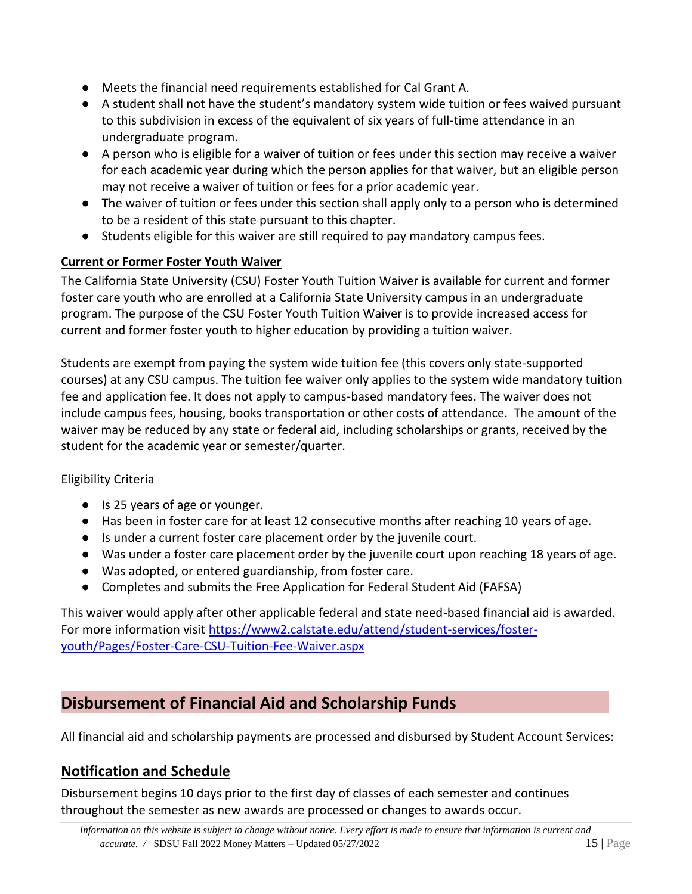- Meets the financial need requirements established for Cal Grant A.
- A student shall not have the student's mandatory system wide tuition or fees waived pursuant to this subdivision in excess of the equivalent of six years of full-time attendance in an undergraduate program.
- A person who is eligible for a waiver of tuition or fees under this section may receive a waiver for each academic year during which the person applies for that waiver, but an eligible person may not receive a waiver of tuition or fees for a prior academic year.
- The waiver of tuition or fees under this section shall apply only to a person who is determined to be a resident of this state pursuant to this chapter.
- Students eligible for this waiver are still required to pay mandatory campus fees.

**Current or Former Foster Youth Waiver**

The California State University (CSU) Foster Youth Tuition Waiver is available for current and former foster care youth who are enrolled at a California State University campus in an undergraduate program. The purpose of the CSU Foster Youth Tuition Waiver is to provide increased access for current and former foster youth to higher education by providing a tuition waiver.

Students are exempt from paying the system wide tuition fee (this covers only state-supported courses) at any CSU campus. The tuition fee waiver only applies to the system wide mandatory tuition fee and application fee. It does not apply to campus-based mandatory fees. The waiver does not include campus fees, housing, books transportation or other costs of attendance. The amount of the waiver may be reduced by any state or federal aid, including scholarships or grants, received by the student for the academic year or semester/quarter.

Eligibility Criteria

- Is 25 years of age or younger.
- Has been in foster care for at least 12 consecutive months after reaching 10 years of age.
- Is under a current foster care placement order by the juvenile court.
- Was under a foster care placement order by the juvenile court upon reaching 18 years of age.
- Was adopted, or entered guardianship, from foster care.
- Completes and submits the Free Application for Federal Student Aid (FAFSA)

This waiver would apply after other applicable federal and state need-based financial aid is awarded. For more information visit https://www2.calstate.edu/attend/student-services/foster-youth/Pages/Foster-Care-CSU-Tuition-Fee-Waiver.aspx

## Disbursement of Financial Aid and Scholarship Funds

All financial aid and scholarship payments are processed and disbursed by Student Account Services:

### Notification and Schedule

Disbursement begins 10 days prior to the first day of classes of each semester and continues throughout the semester as new awards are processed or changes to awards occur.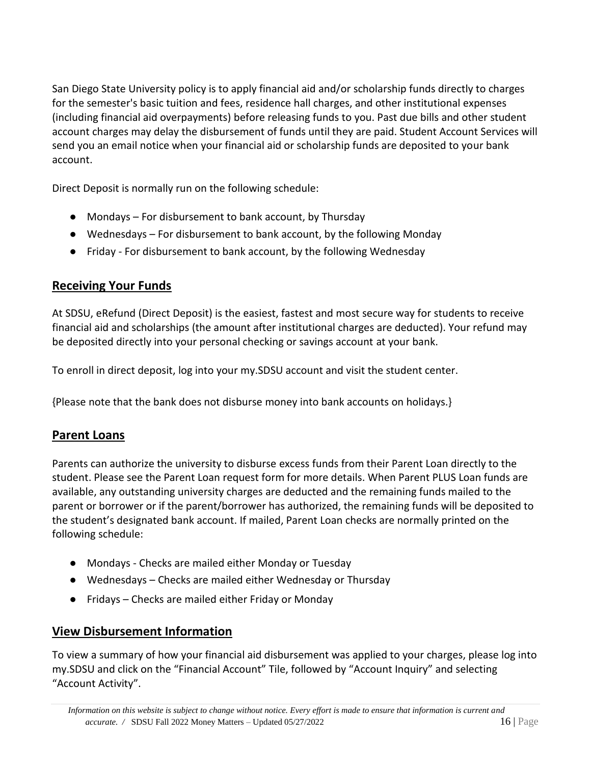San Diego State University policy is to apply financial aid and/or scholarship funds directly to charges for the semester's basic tuition and fees, residence hall charges, and other institutional expenses (including financial aid overpayments) before releasing funds to you. Past due bills and other student account charges may delay the disbursement of funds until they are paid. Student Account Services will send you an email notice when your financial aid or scholarship funds are deposited to your bank account.

Direct Deposit is normally run on the following schedule:

- Mondays – For disbursement to bank account, by Thursday
- Wednesdays – For disbursement to bank account, by the following Monday
- Friday - For disbursement to bank account, by the following Wednesday

## Receiving Your Funds

At SDSU, eRefund (Direct Deposit) is the easiest, fastest and most secure way for students to receive financial aid and scholarships (the amount after institutional charges are deducted). Your refund may be deposited directly into your personal checking or savings account at your bank.

To enroll in direct deposit, log into your my.SDSU account and visit the student center.

{Please note that the bank does not disburse money into bank accounts on holidays.}

## Parent Loans

Parents can authorize the university to disburse excess funds from their Parent Loan directly to the student. Please see the Parent Loan request form for more details. When Parent PLUS Loan funds are available, any outstanding university charges are deducted and the remaining funds mailed to the parent or borrower or if the parent/borrower has authorized, the remaining funds will be deposited to the student's designated bank account. If mailed, Parent Loan checks are normally printed on the following schedule:

- Mondays - Checks are mailed either Monday or Tuesday
- Wednesdays – Checks are mailed either Wednesday or Thursday
- Fridays – Checks are mailed either Friday or Monday

## View Disbursement Information

To view a summary of how your financial aid disbursement was applied to your charges, please log into my.SDSU and click on the "Financial Account" Tile, followed by "Account Inquiry" and selecting "Account Activity".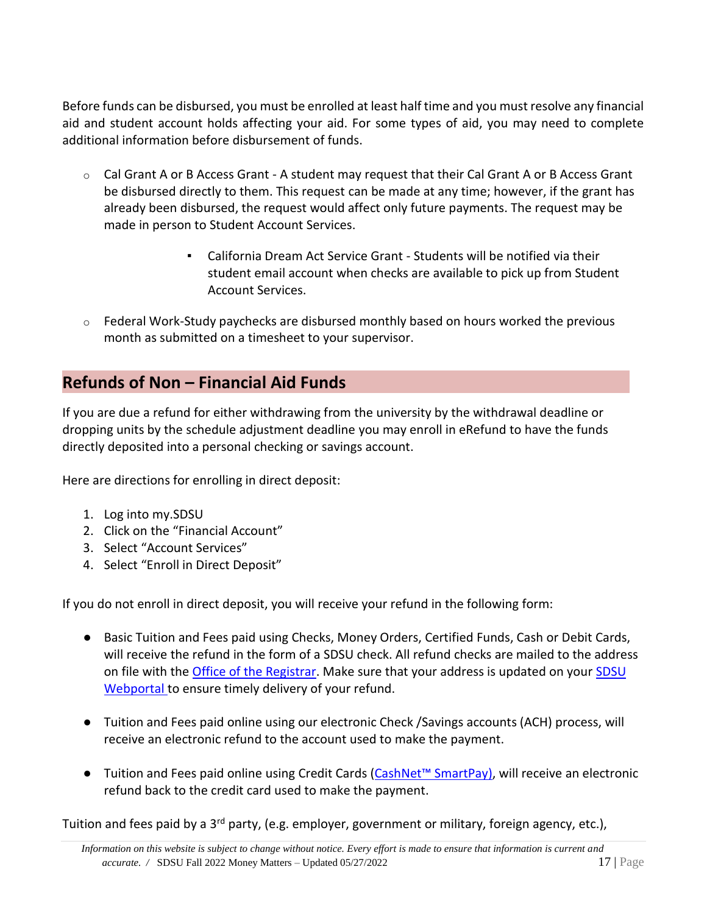Before funds can be disbursed, you must be enrolled at least half time and you must resolve any financial aid and student account holds affecting your aid. For some types of aid, you may need to complete additional information before disbursement of funds.

- Cal Grant A or B Access Grant - A student may request that their Cal Grant A or B Access Grant be disbursed directly to them. This request can be made at any time; however, if the grant has already been disbursed, the request would affect only future payments. The request may be made in person to Student Account Services.
    - California Dream Act Service Grant - Students will be notified via their student email account when checks are available to pick up from Student Account Services.
- Federal Work-Study paychecks are disbursed monthly based on hours worked the previous month as submitted on a timesheet to your supervisor.

## Refunds of Non – Financial Aid Funds

If you are due a refund for either withdrawing from the university by the withdrawal deadline or dropping units by the schedule adjustment deadline you may enroll in eRefund to have the funds directly deposited into a personal checking or savings account.

Here are directions for enrolling in direct deposit:

1. Log into my.SDSU
2. Click on the "Financial Account"
3. Select "Account Services"
4. Select "Enroll in Direct Deposit"

If you do not enroll in direct deposit, you will receive your refund in the following form:

- Basic Tuition and Fees paid using Checks, Money Orders, Certified Funds, Cash or Debit Cards, will receive the refund in the form of a SDSU check. All refund checks are mailed to the address on file with the Office of the Registrar. Make sure that your address is updated on your SDSU Webportal to ensure timely delivery of your refund.

- Tuition and Fees paid online using our electronic Check /Savings accounts (ACH) process, will receive an electronic refund to the account used to make the payment.

- Tuition and Fees paid online using Credit Cards (CashNet™ SmartPay), will receive an electronic refund back to the credit card used to make the payment.

Tuition and fees paid by a 3rd party, (e.g. employer, government or military, foreign agency, etc.),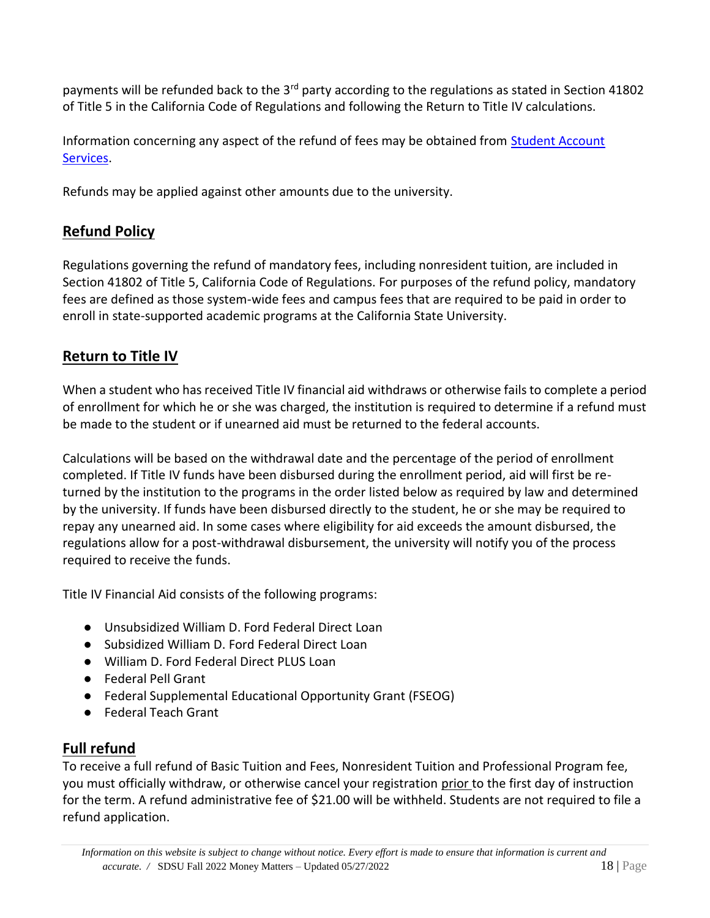payments will be refunded back to the 3rd party according to the regulations as stated in Section 41802 of Title 5 in the California Code of Regulations and following the Return to Title IV calculations.

Information concerning any aspect of the refund of fees may be obtained from [Student Account Services](#).

Refunds may be applied against other amounts due to the university.

## Refund Policy

Regulations governing the refund of mandatory fees, including nonresident tuition, are included in Section 41802 of Title 5, California Code of Regulations. For purposes of the refund policy, mandatory fees are defined as those system-wide fees and campus fees that are required to be paid in order to enroll in state-supported academic programs at the California State University.

## Return to Title IV

When a student who has received Title IV financial aid withdraws or otherwise fails to complete a period of enrollment for which he or she was charged, the institution is required to determine if a refund must be made to the student or if unearned aid must be returned to the federal accounts.

Calculations will be based on the withdrawal date and the percentage of the period of enrollment completed. If Title IV funds have been disbursed during the enrollment period, aid will first be re-turned by the institution to the programs in the order listed below as required by law and determined by the university. If funds have been disbursed directly to the student, he or she may be required to repay any unearned aid. In some cases where eligibility for aid exceeds the amount disbursed, the regulations allow for a post-withdrawal disbursement, the university will notify you of the process required to receive the funds.

Title IV Financial Aid consists of the following programs:

- Unsubsidized William D. Ford Federal Direct Loan
- Subsidized William D. Ford Federal Direct Loan
- William D. Ford Federal Direct PLUS Loan
- Federal Pell Grant
- Federal Supplemental Educational Opportunity Grant (FSEOG)
- Federal Teach Grant

## Full refund

To receive a full refund of Basic Tuition and Fees, Nonresident Tuition and Professional Program fee, you must officially withdraw, or otherwise cancel your registration prior to the first day of instruction for the term. A refund administrative fee of $21.00 will be withheld. Students are not required to file a refund application.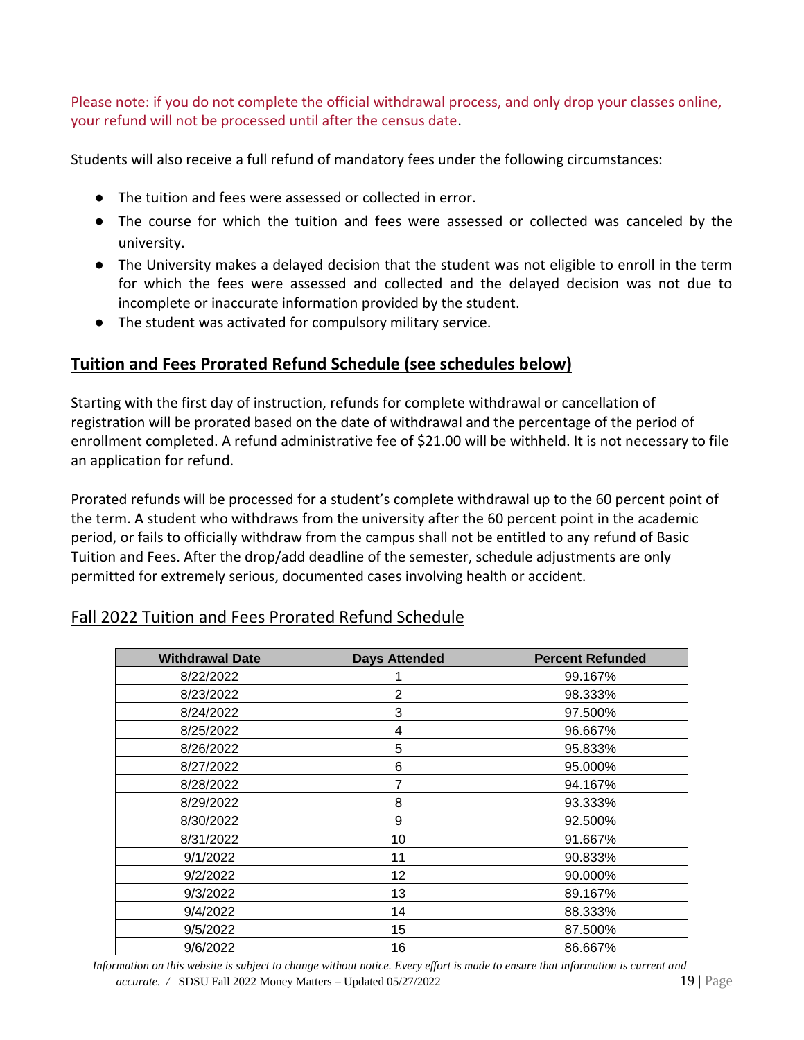Please note: if you do not complete the official withdrawal process, and only drop your classes online, your refund will not be processed until after the census date.

Students will also receive a full refund of mandatory fees under the following circumstances:

- The tuition and fees were assessed or collected in error.
- The course for which the tuition and fees were assessed or collected was canceled by the university.
- The University makes a delayed decision that the student was not eligible to enroll in the term for which the fees were assessed and collected and the delayed decision was not due to incomplete or inaccurate information provided by the student.
- The student was activated for compulsory military service.

## Tuition and Fees Prorated Refund Schedule (see schedules below)

Starting with the first day of instruction, refunds for complete withdrawal or cancellation of registration will be prorated based on the date of withdrawal and the percentage of the period of enrollment completed. A refund administrative fee of $21.00 will be withheld. It is not necessary to file an application for refund.

Prorated refunds will be processed for a student's complete withdrawal up to the 60 percent point of the term. A student who withdraws from the university after the 60 percent point in the academic period, or fails to officially withdraw from the campus shall not be entitled to any refund of Basic Tuition and Fees. After the drop/add deadline of the semester, schedule adjustments are only permitted for extremely serious, documented cases involving health or accident.

### Fall 2022 Tuition and Fees Prorated Refund Schedule

| Withdrawal Date | Days Attended | Percent Refunded |
|---|---|---|
| 8/22/2022 | 1 | 99.167% |
| 8/23/2022 | 2 | 98.333% |
| 8/24/2022 | 3 | 97.500% |
| 8/25/2022 | 4 | 96.667% |
| 8/26/2022 | 5 | 95.833% |
| 8/27/2022 | 6 | 95.000% |
| 8/28/2022 | 7 | 94.167% |
| 8/29/2022 | 8 | 93.333% |
| 8/30/2022 | 9 | 92.500% |
| 8/31/2022 | 10 | 91.667% |
| 9/1/2022 | 11 | 90.833% |
| 9/2/2022 | 12 | 90.000% |
| 9/3/2022 | 13 | 89.167% |
| 9/4/2022 | 14 | 88.333% |
| 9/5/2022 | 15 | 87.500% |
| 9/6/2022 | 16 | 86.667% |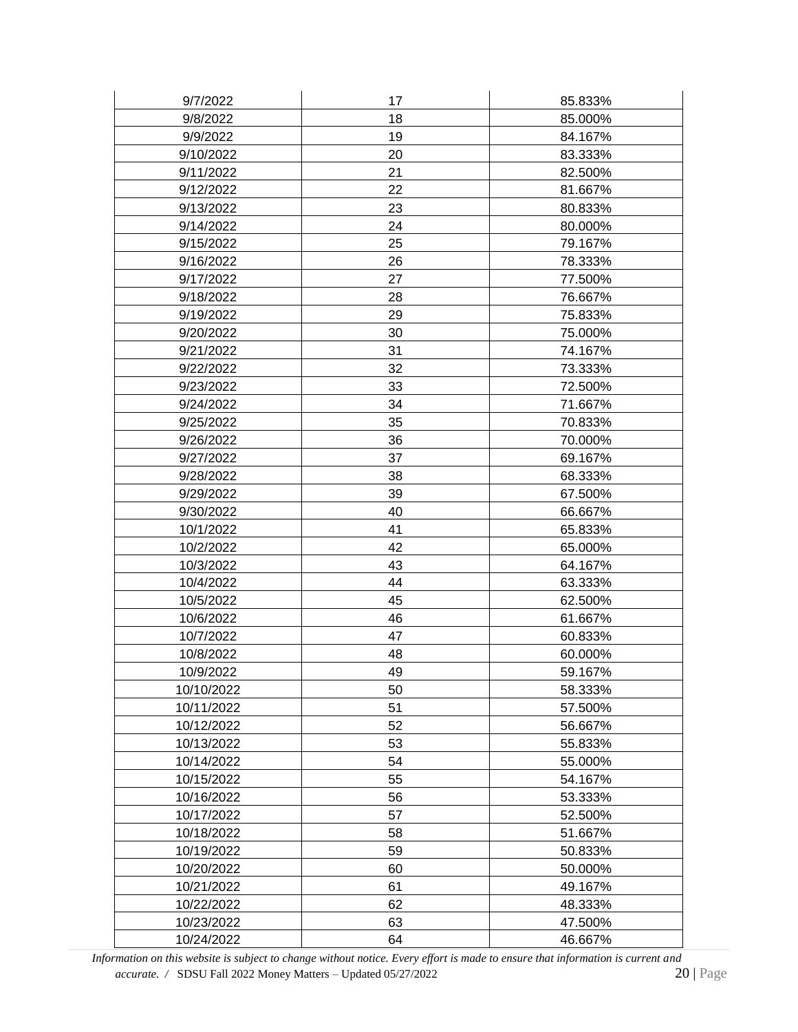| 9/7/2022 | 17 | 85.833% |
|---|---|---|
| 9/8/2022 | 18 | 85.000% |
| 9/9/2022 | 19 | 84.167% |
| 9/10/2022 | 20 | 83.333% |
| 9/11/2022 | 21 | 82.500% |
| 9/12/2022 | 22 | 81.667% |
| 9/13/2022 | 23 | 80.833% |
| 9/14/2022 | 24 | 80.000% |
| 9/15/2022 | 25 | 79.167% |
| 9/16/2022 | 26 | 78.333% |
| 9/17/2022 | 27 | 77.500% |
| 9/18/2022 | 28 | 76.667% |
| 9/19/2022 | 29 | 75.833% |
| 9/20/2022 | 30 | 75.000% |
| 9/21/2022 | 31 | 74.167% |
| 9/22/2022 | 32 | 73.333% |
| 9/23/2022 | 33 | 72.500% |
| 9/24/2022 | 34 | 71.667% |
| 9/25/2022 | 35 | 70.833% |
| 9/26/2022 | 36 | 70.000% |
| 9/27/2022 | 37 | 69.167% |
| 9/28/2022 | 38 | 68.333% |
| 9/29/2022 | 39 | 67.500% |
| 9/30/2022 | 40 | 66.667% |
| 10/1/2022 | 41 | 65.833% |
| 10/2/2022 | 42 | 65.000% |
| 10/3/2022 | 43 | 64.167% |
| 10/4/2022 | 44 | 63.333% |
| 10/5/2022 | 45 | 62.500% |
| 10/6/2022 | 46 | 61.667% |
| 10/7/2022 | 47 | 60.833% |
| 10/8/2022 | 48 | 60.000% |
| 10/9/2022 | 49 | 59.167% |
| 10/10/2022 | 50 | 58.333% |
| 10/11/2022 | 51 | 57.500% |
| 10/12/2022 | 52 | 56.667% |
| 10/13/2022 | 53 | 55.833% |
| 10/14/2022 | 54 | 55.000% |
| 10/15/2022 | 55 | 54.167% |
| 10/16/2022 | 56 | 53.333% |
| 10/17/2022 | 57 | 52.500% |
| 10/18/2022 | 58 | 51.667% |
| 10/19/2022 | 59 | 50.833% |
| 10/20/2022 | 60 | 50.000% |
| 10/21/2022 | 61 | 49.167% |
| 10/22/2022 | 62 | 48.333% |
| 10/23/2022 | 63 | 47.500% |
| 10/24/2022 | 64 | 46.667% |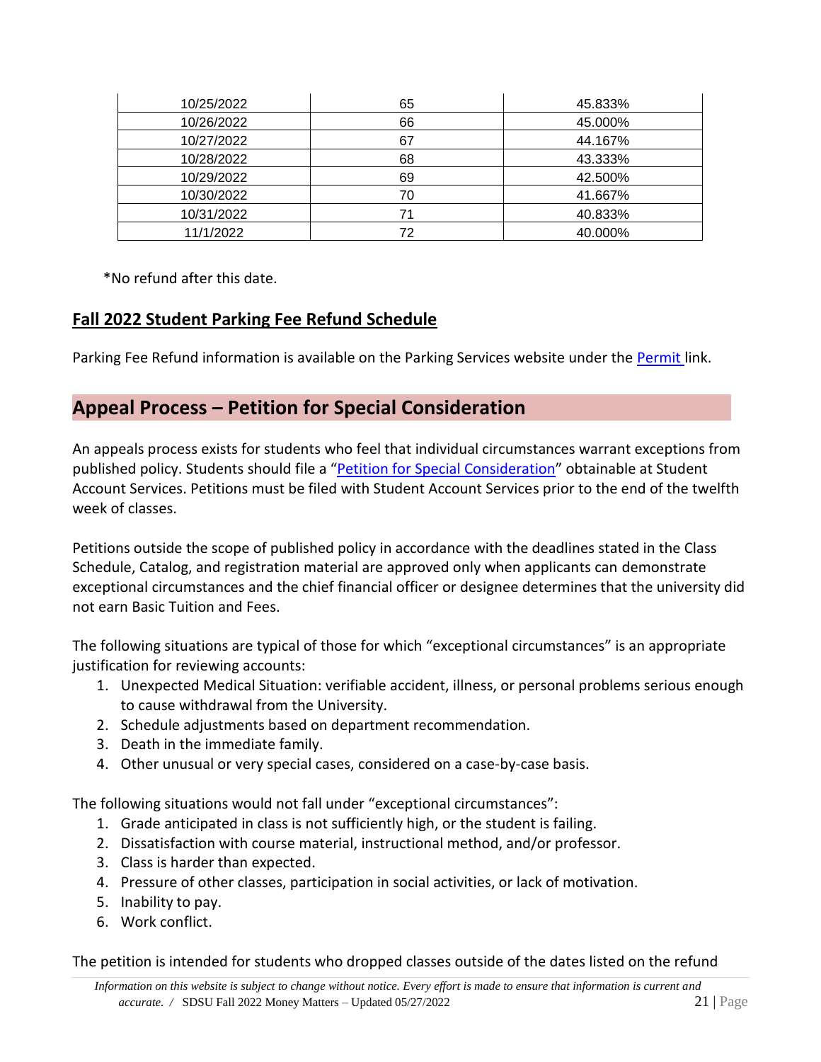| 10/25/2022 | 65 | 45.833% |
|---|---|---|
| 10/26/2022 | 66 | 45.000% |
| 10/27/2022 | 67 | 44.167% |
| 10/28/2022 | 68 | 43.333% |
| 10/29/2022 | 69 | 42.500% |
| 10/30/2022 | 70 | 41.667% |
| 10/31/2022 | 71 | 40.833% |
| 11/1/2022 | 72 | 40.000% |

*No refund after this date.

## **Fall 2022 Student Parking Fee Refund Schedule**

Parking Fee Refund information is available on the Parking Services website under the Permit link.

## Appeal Process – Petition for Special Consideration

An appeals process exists for students who feel that individual circumstances warrant exceptions from published policy. Students should file a "Petition for Special Consideration" obtainable at Student Account Services. Petitions must be filed with Student Account Services prior to the end of the twelfth week of classes.

Petitions outside the scope of published policy in accordance with the deadlines stated in the Class Schedule, Catalog, and registration material are approved only when applicants can demonstrate exceptional circumstances and the chief financial officer or designee determines that the university did not earn Basic Tuition and Fees.

The following situations are typical of those for which "exceptional circumstances" is an appropriate justification for reviewing accounts:

1. Unexpected Medical Situation: verifiable accident, illness, or personal problems serious enough to cause withdrawal from the University.
2. Schedule adjustments based on department recommendation.
3. Death in the immediate family.
4. Other unusual or very special cases, considered on a case-by-case basis.

The following situations would not fall under "exceptional circumstances":

1. Grade anticipated in class is not sufficiently high, or the student is failing.
2. Dissatisfaction with course material, instructional method, and/or professor.
3. Class is harder than expected.
4. Pressure of other classes, participation in social activities, or lack of motivation.
5. Inability to pay.
6. Work conflict.

The petition is intended for students who dropped classes outside of the dates listed on the refund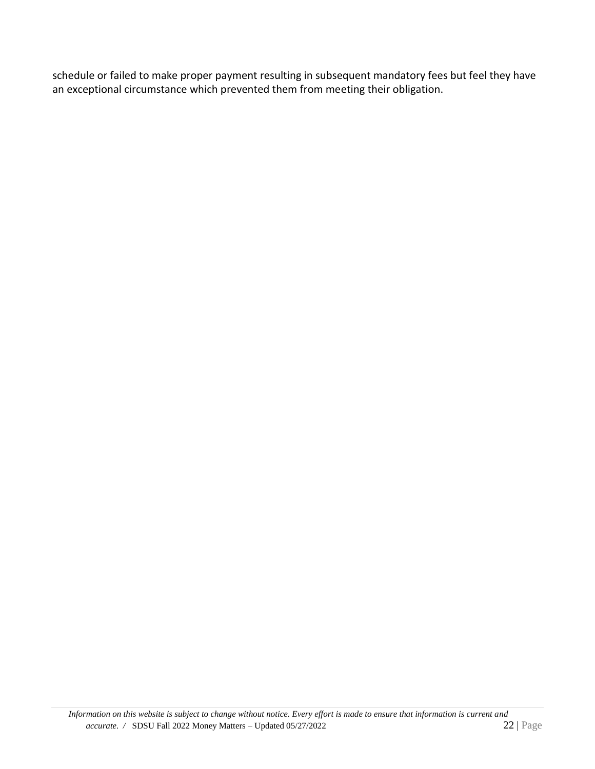schedule or failed to make proper payment resulting in subsequent mandatory fees but feel they have an exceptional circumstance which prevented them from meeting their obligation.